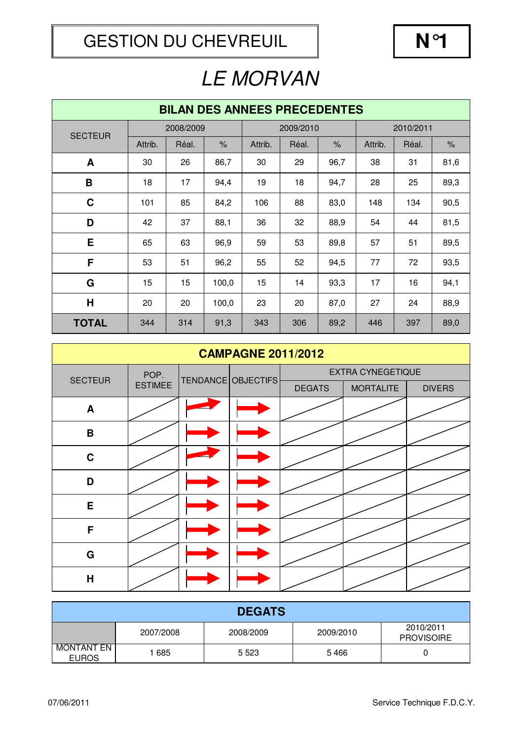# GESTION DU CHEVREUIL

**N°1**

## *LE MORVAN*

### BILAN DES ANNEES PRECEDENTES

| SECTEUR | 2008/2009 | | | 2009/2010 | | | 2010/2011 | | |
|---|---|---|---|---|---|---|---|---|---|
| | Attrib. | Réal. | % | Attrib. | Réal. | % | Attrib. | Réal. | % |
| **A** | 30 | 26 | 86,7 | 30 | 29 | 96,7 | 38 | 31 | 81,6 |
| **B** | 18 | 17 | 94,4 | 19 | 18 | 94,7 | 28 | 25 | 89,3 |
| **C** | 101 | 85 | 84,2 | 106 | 88 | 83,0 | 148 | 134 | 90,5 |
| **D** | 42 | 37 | 88,1 | 36 | 32 | 88,9 | 54 | 44 | 81,5 |
| **E** | 65 | 63 | 96,9 | 59 | 53 | 89,8 | 57 | 51 | 89,5 |
| **F** | 53 | 51 | 96,2 | 55 | 52 | 94,5 | 77 | 72 | 93,5 |
| **G** | 15 | 15 | 100,0 | 15 | 14 | 93,3 | 17 | 16 | 94,1 |
| **H** | 20 | 20 | 100,0 | 23 | 20 | 87,0 | 27 | 24 | 88,9 |
| **TOTAL** | 344 | 314 | 91,3 | 343 | 306 | 89,2 | 446 | 397 | 89,0 |

### CAMPAGNE 2011/2012

| SECTEUR | POP. ESTIMEE | TENDANCE | OBJECTIFS | EXTRA CYNEGETIQUE | | |
|---|---|---|---|---|---|---|
| | | | | DEGATS | MORTALITE | DIVERS |
| **A** | | ↗ | → | | | |
| **B** | | → | → | | | |
| **C** | | ↗ | → | | | |
| **D** | | → | → | | | |
| **E** | | → | → | | | |
| **F** | | → | → | | | |
| **G** | | → | → | | | |
| **H** | | → | → | | | |

### DEGATS

| | 2007/2008 | 2008/2009 | 2009/2010 | 2010/2011 PROVISOIRE |
|---|---|---|---|---|
| MONTANT EN EUROS | 1 685 | 5 523 | 5 466 | 0 |

07/06/2011 Service Technique F.D.C.Y.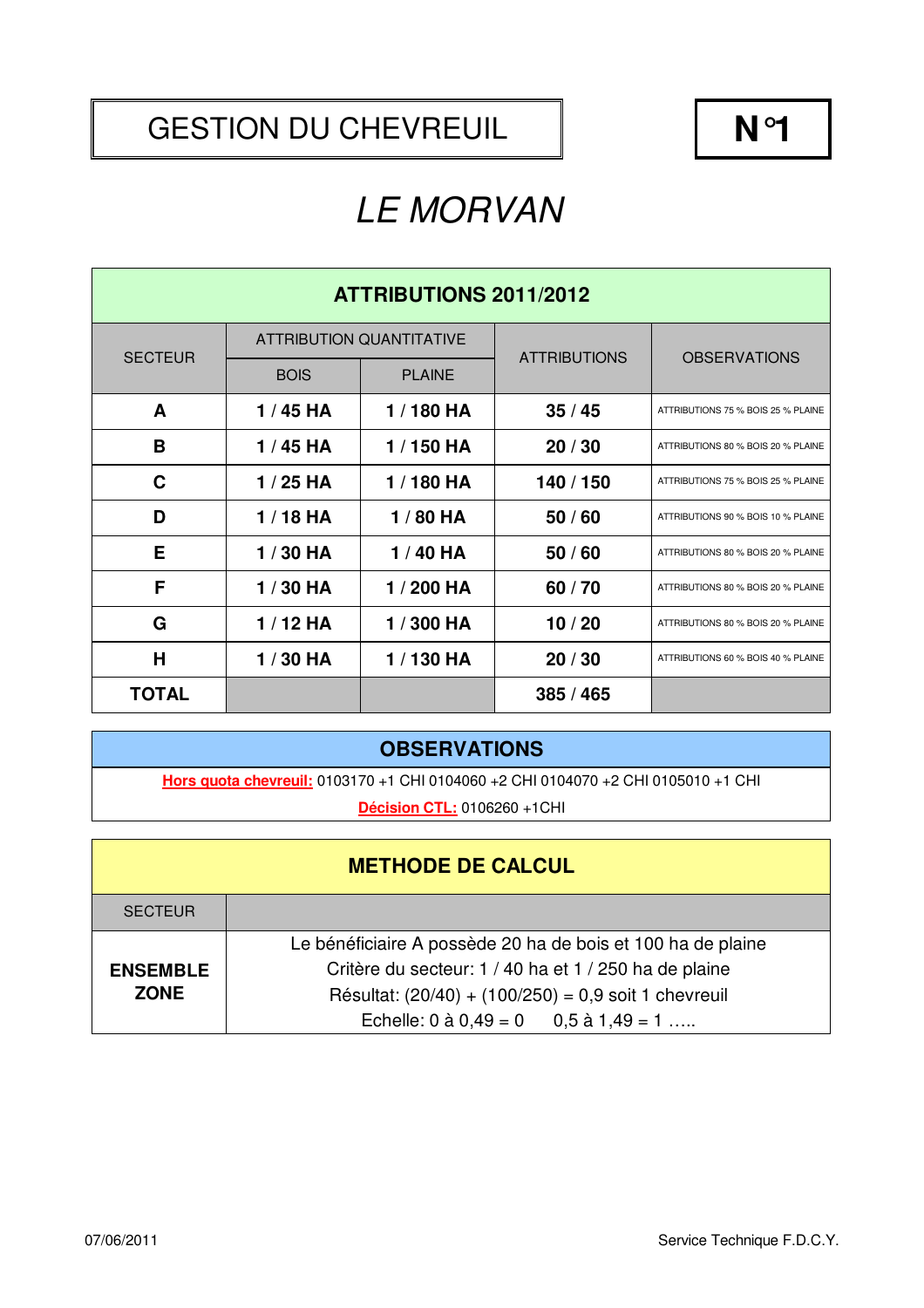# GESTION DU CHEVREUIL

**N°1**

## *LE MORVAN*

| **ATTRIBUTIONS 2011/2012** | | | | |
|---|---|---|---|---|
| SECTEUR | ATTRIBUTION QUANTITATIVE | | ATTRIBUTIONS | OBSERVATIONS |
| | BOIS | PLAINE | | |
| **A** | **1 / 45 HA** | **1 / 180 HA** | **35 / 45** | ATTRIBUTIONS 75 % BOIS 25 % PLAINE |
| **B** | **1 / 45 HA** | **1 / 150 HA** | **20 / 30** | ATTRIBUTIONS 80 % BOIS 20 % PLAINE |
| **C** | **1 / 25 HA** | **1 / 180 HA** | **140 / 150** | ATTRIBUTIONS 75 % BOIS 25 % PLAINE |
| **D** | **1 / 18 HA** | **1 / 80 HA** | **50 / 60** | ATTRIBUTIONS 90 % BOIS 10 % PLAINE |
| **E** | **1 / 30 HA** | **1 / 40 HA** | **50 / 60** | ATTRIBUTIONS 80 % BOIS 20 % PLAINE |
| **F** | **1 / 30 HA** | **1 / 200 HA** | **60 / 70** | ATTRIBUTIONS 80 % BOIS 20 % PLAINE |
| **G** | **1 / 12 HA** | **1 / 300 HA** | **10 / 20** | ATTRIBUTIONS 80 % BOIS 20 % PLAINE |
| **H** | **1 / 30 HA** | **1 / 130 HA** | **20 / 30** | ATTRIBUTIONS 60 % BOIS 40 % PLAINE |
| **TOTAL** | | | **385 / 465** | |

## OBSERVATIONS

**Hors quota chevreuil:** 0103170 +1 CHI 0104060 +2 CHI 0104070 +2 CHI 0105010 +1 CHI

**Décision CTL:** 0106260 +1CHI

## METHODE DE CALCUL

| SECTEUR | |
|---|---|
| **ENSEMBLE ZONE** | Le bénéficiaire A possède 20 ha de bois et 100 ha de plaine<br>Critère du secteur: 1 / 40 ha et 1 / 250 ha de plaine<br>Résultat: (20/40) + (100/250) = 0,9 soit 1 chevreuil<br>Echelle: 0 à 0,49 = 0 &nbsp;&nbsp;&nbsp; 0,5 à 1,49 = 1 ….. |

07/06/2011

Service Technique F.D.C.Y.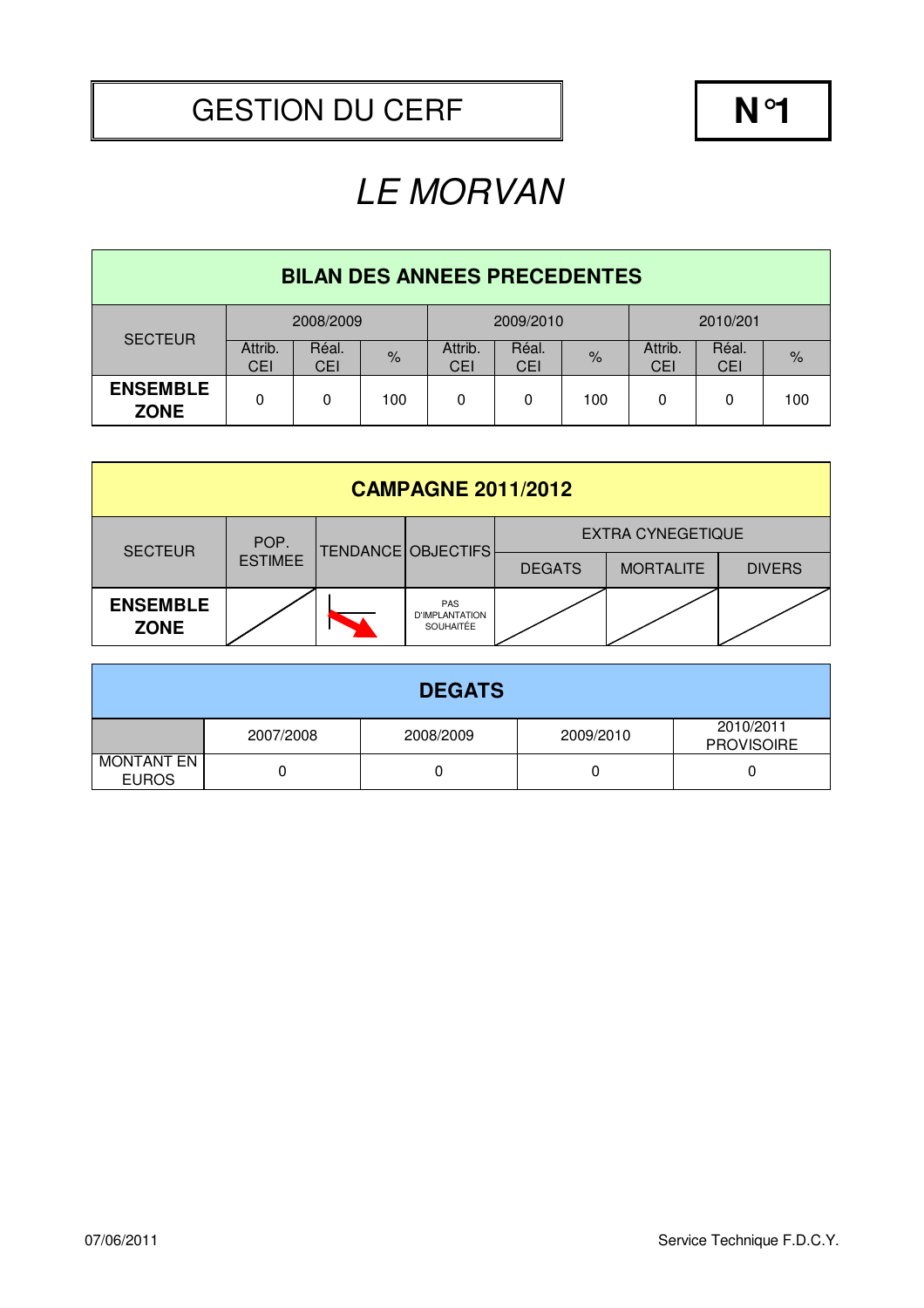# GESTION DU CERF

**N°1**

# *LE MORVAN*

| BILAN DES ANNEES PRECEDENTES | | | | | | | | | |
|---|---|---|---|---|---|---|---|---|---|
| SECTEUR | 2008/2009 | | | 2009/2010 | | | 2010/201 | | |
| | Attrib. CEI | Réal. CEI | % | Attrib. CEI | Réal. CEI | % | Attrib. CEI | Réal. CEI | % |
| **ENSEMBLE ZONE** | 0 | 0 | 100 | 0 | 0 | 100 | 0 | 0 | 100 |

| CAMPAGNE 2011/2012 | | | | | | |
|---|---|---|---|---|---|---|
| SECTEUR | POP. ESTIMEE | TENDANCE | OBJECTIFS | EXTRA CYNEGETIQUE | | |
| | | | | DEGATS | MORTALITE | DIVERS |
| **ENSEMBLE ZONE** | | ↘ | PAS D'IMPLANTATION SOUHAITÉE | | | |

| DEGATS | | | | |
|---|---|---|---|---|
| | 2007/2008 | 2008/2009 | 2009/2010 | 2010/2011 PROVISOIRE |
| MONTANT EN EUROS | 0 | 0 | 0 | 0 |

07/06/2011

Service Technique F.D.C.Y.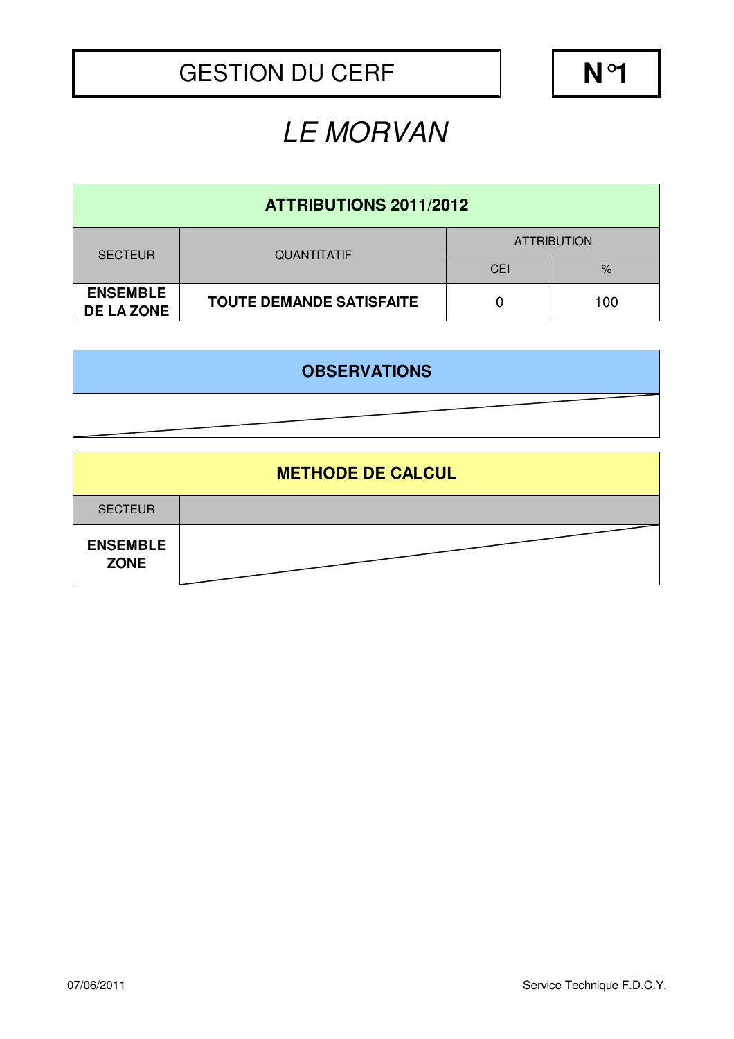# GESTION DU CERF

**N°1**

## *LE MORVAN*

| ATTRIBUTIONS 2011/2012 | | | |
|---|---|---|---|
| SECTEUR | QUANTITATIF | ATTRIBUTION | |
| | | CEI | % |
| **ENSEMBLE DE LA ZONE** | **TOUTE DEMANDE SATISFAITE** | 0 | 100 |

| OBSERVATIONS |
|---|
| |

| METHODE DE CALCUL | |
|---|---|
| SECTEUR | |
| **ENSEMBLE ZONE** | |

07/06/2011

Service Technique F.D.C.Y.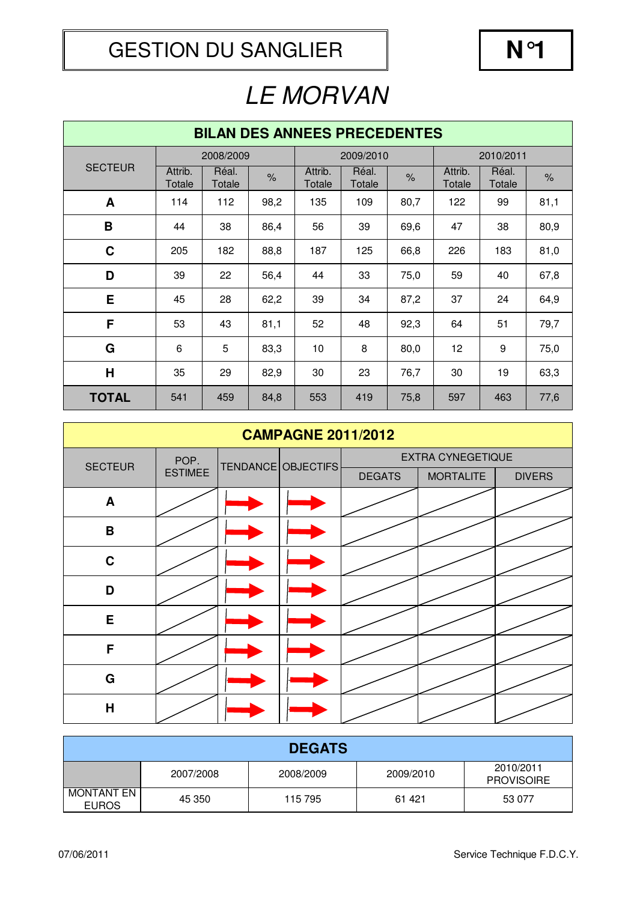# GESTION DU SANGLIER

**N°1**

## *LE MORVAN*

| BILAN DES ANNEES PRECEDENTES | | | | | | | | | |
|---|---|---|---|---|---|---|---|---|---|
| SECTEUR | 2008/2009 | | | 2009/2010 | | | 2010/2011 | | |
| | Attrib. Totale | Réal. Totale | % | Attrib. Totale | Réal. Totale | % | Attrib. Totale | Réal. Totale | % |
| **A** | 114 | 112 | 98,2 | 135 | 109 | 80,7 | 122 | 99 | 81,1 |
| **B** | 44 | 38 | 86,4 | 56 | 39 | 69,6 | 47 | 38 | 80,9 |
| **C** | 205 | 182 | 88,8 | 187 | 125 | 66,8 | 226 | 183 | 81,0 |
| **D** | 39 | 22 | 56,4 | 44 | 33 | 75,0 | 59 | 40 | 67,8 |
| **E** | 45 | 28 | 62,2 | 39 | 34 | 87,2 | 37 | 24 | 64,9 |
| **F** | 53 | 43 | 81,1 | 52 | 48 | 92,3 | 64 | 51 | 79,7 |
| **G** | 6 | 5 | 83,3 | 10 | 8 | 80,0 | 12 | 9 | 75,0 |
| **H** | 35 | 29 | 82,9 | 30 | 23 | 76,7 | 30 | 19 | 63,3 |
| **TOTAL** | 541 | 459 | 84,8 | 553 | 419 | 75,8 | 597 | 463 | 77,6 |

| CAMPAGNE 2011/2012 | | | | | | |
|---|---|---|---|---|---|---|
| SECTEUR | POP. ESTIMEE | TENDANCE | OBJECTIFS | EXTRA CYNEGETIQUE | | |
| | | | | DEGATS | MORTALITE | DIVERS |
| **A** | | → | → | | | |
| **B** | | → | → | | | |
| **C** | | → | → | | | |
| **D** | | → | → | | | |
| **E** | | → | → | | | |
| **F** | | → | → | | | |
| **G** | | → | → | | | |
| **H** | | → | → | | | |

| DEGATS | | | | |
|---|---|---|---|---|
| | 2007/2008 | 2008/2009 | 2009/2010 | 2010/2011 PROVISOIRE |
| MONTANT EN EUROS | 45 350 | 115 795 | 61 421 | 53 077 |

07/06/2011

Service Technique F.D.C.Y.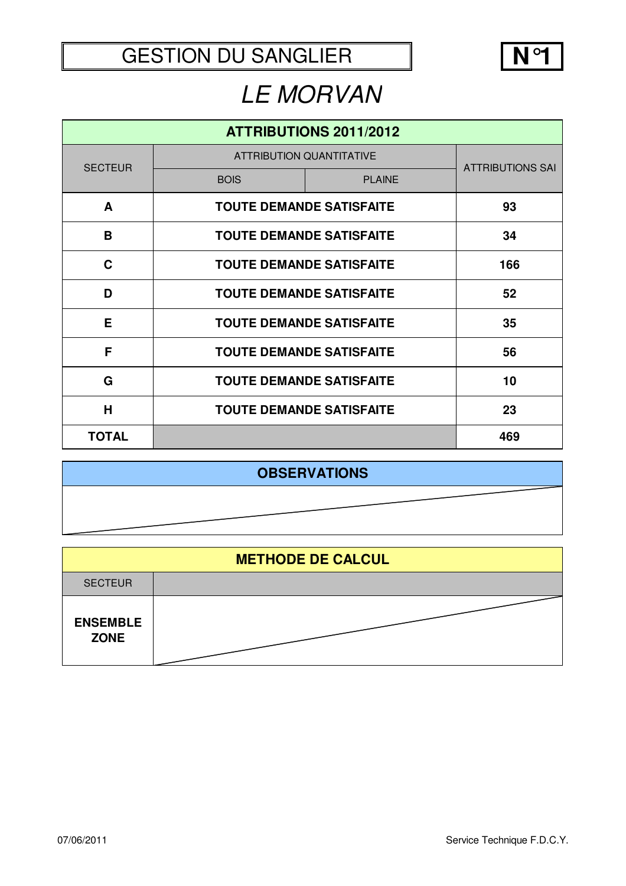# GESTION DU SANGLIER

**N°1**

## *LE MORVAN*

| ATTRIBUTIONS 2011/2012 | | | |
|---|---|---|---|
| SECTEUR | ATTRIBUTION QUANTITATIVE | | ATTRIBUTIONS SAI |
| | BOIS | PLAINE | |
| **A** | **TOUTE DEMANDE SATISFAITE** | | **93** |
| **B** | **TOUTE DEMANDE SATISFAITE** | | **34** |
| **C** | **TOUTE DEMANDE SATISFAITE** | | **166** |
| **D** | **TOUTE DEMANDE SATISFAITE** | | **52** |
| **E** | **TOUTE DEMANDE SATISFAITE** | | **35** |
| **F** | **TOUTE DEMANDE SATISFAITE** | | **56** |
| **G** | **TOUTE DEMANDE SATISFAITE** | | **10** |
| **H** | **TOUTE DEMANDE SATISFAITE** | | **23** |
| **TOTAL** | | | **469** |

| OBSERVATIONS |
|---|
| |

| METHODE DE CALCUL | |
|---|---|
| SECTEUR | |
| **ENSEMBLE ZONE** | |

07/06/2011

Service Technique F.D.C.Y.